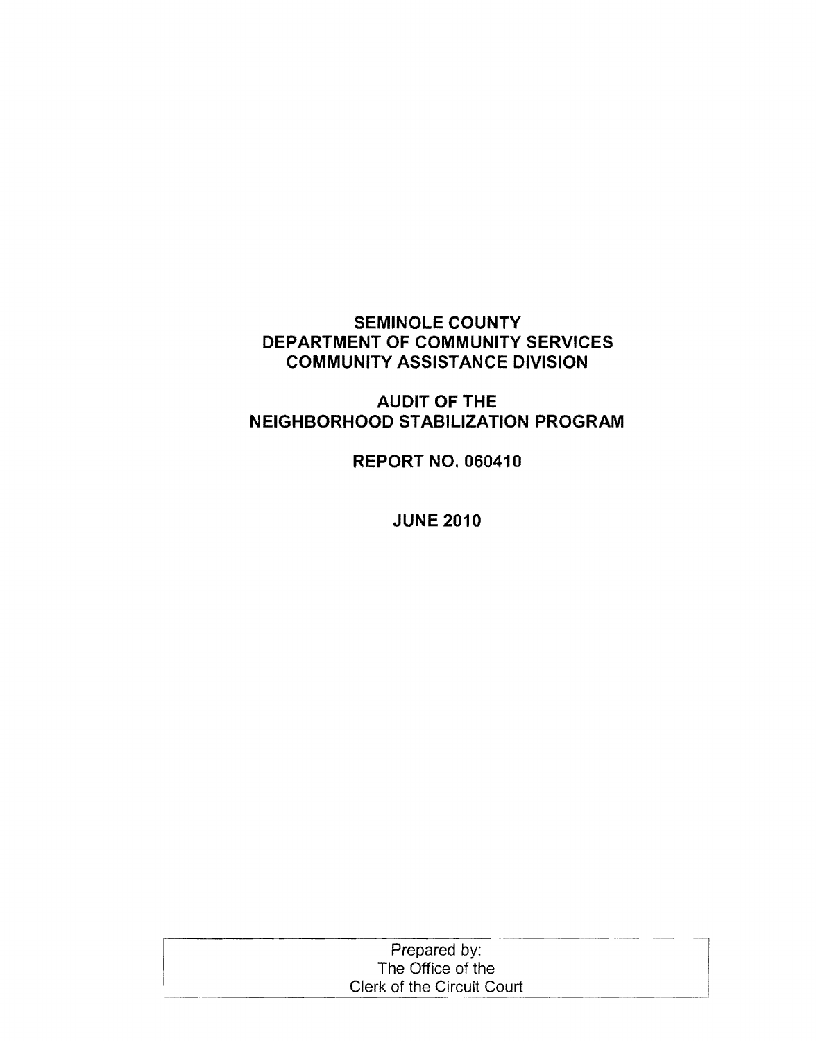# SEMINOLE COUNTY
# DEPARTMENT OF COMMUNITY SERVICES
# COMMUNITY ASSISTANCE DIVISION

## AUDIT OF THE NEIGHBORHOOD STABILIZATION PROGRAM

**REPORT NO. 060410**

**JUNE 2010**

Prepared by:
The Office of the
Clerk of the Circuit Court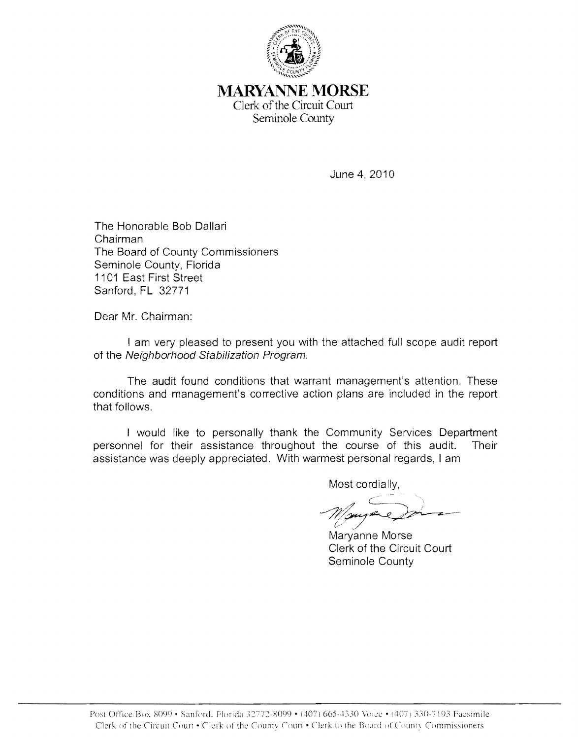# MARYANNE MORSE

Clerk of the Circuit Court
Seminole County

June 4, 2010

The Honorable Bob Dallari
Chairman
The Board of County Commissioners
Seminole County, Florida
1101 East First Street
Sanford, FL 32771

Dear Mr. Chairman:

I am very pleased to present you with the attached full scope audit report of the *Neighborhood Stabilization Program*.

The audit found conditions that warrant management's attention. These conditions and management's corrective action plans are included in the report that follows.

I would like to personally thank the Community Services Department personnel for their assistance throughout the course of this audit. Their assistance was deeply appreciated. With warmest personal regards, I am

Most cordially,

Maryanne Morse
Clerk of the Circuit Court
Seminole County

Post Office Box 8099 • Sanford, Florida 32772-8099 • (407) 665-4330 Voice • (407) 330-7193 Facsimile
Clerk of the Circuit Court • Clerk of the County Court • Clerk to the Board of County Commissioners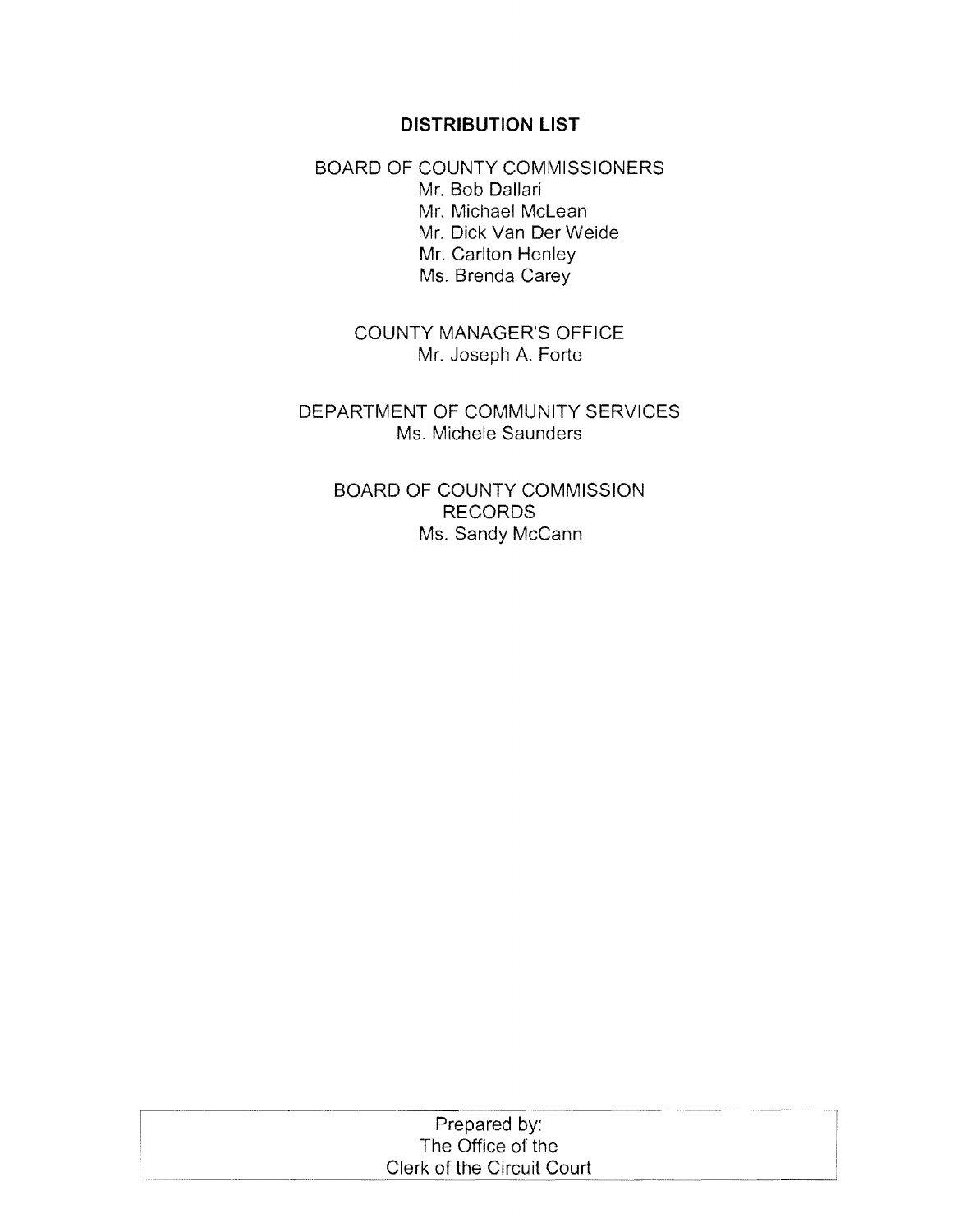## DISTRIBUTION LIST

BOARD OF COUNTY COMMISSIONERS

Mr. Bob Dallari
Mr. Michael McLean
Mr. Dick Van Der Weide
Mr. Carlton Henley
Ms. Brenda Carey

COUNTY MANAGER'S OFFICE

Mr. Joseph A. Forte

DEPARTMENT OF COMMUNITY SERVICES

Ms. Michele Saunders

BOARD OF COUNTY COMMISSION RECORDS

Ms. Sandy McCann

Prepared by:
The Office of the
Clerk of the Circuit Court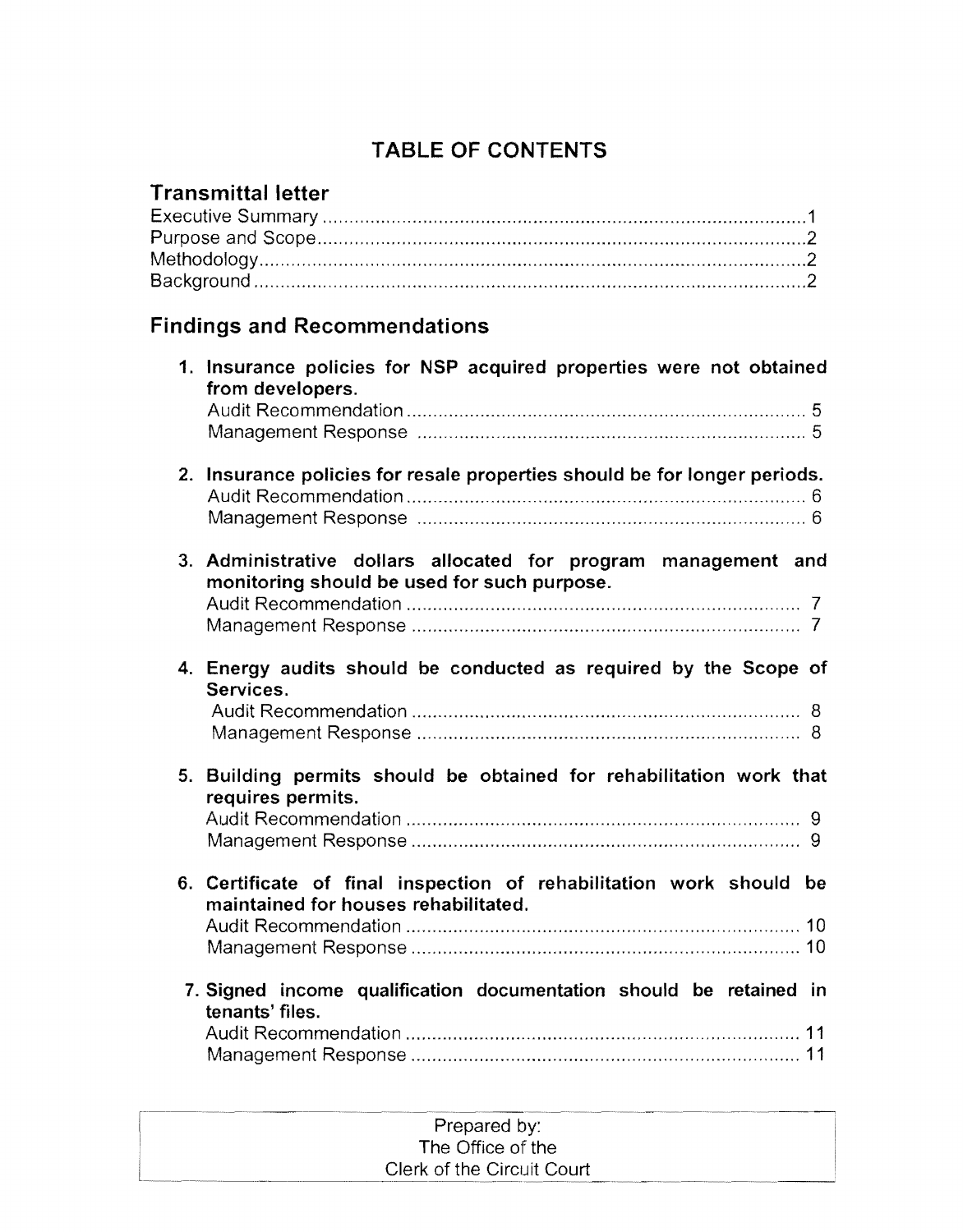# TABLE OF CONTENTS

## Transmittal letter

Executive Summary ........................................................................................1
Purpose and Scope........................................................................................2
Methodology..................................................................................................2
Background....................................................................................................2

## Findings and Recommendations

1. **Insurance policies for NSP acquired properties were not obtained from developers.**
   Audit Recommendation ........................................................................ 5
   Management Response ........................................................................ 5

2. **Insurance policies for resale properties should be for longer periods.**
   Audit Recommendation ........................................................................ 6
   Management Response ........................................................................ 6

3. **Administrative dollars allocated for program management and monitoring should be used for such purpose.**
   Audit Recommendation ........................................................................ 7
   Management Response ........................................................................ 7

4. **Energy audits should be conducted as required by the Scope of Services.**
   Audit Recommendation ........................................................................ 8
   Management Response ........................................................................ 8

5. **Building permits should be obtained for rehabilitation work that requires permits.**
   Audit Recommendation ........................................................................ 9
   Management Response ........................................................................ 9

6. **Certificate of final inspection of rehabilitation work should be maintained for houses rehabilitated.**
   Audit Recommendation ........................................................................ 10
   Management Response ........................................................................ 10

7. **Signed income qualification documentation should be retained in tenants' files.**
   Audit Recommendation ........................................................................ 11
   Management Response ........................................................................ 11

Prepared by:
The Office of the
Clerk of the Circuit Court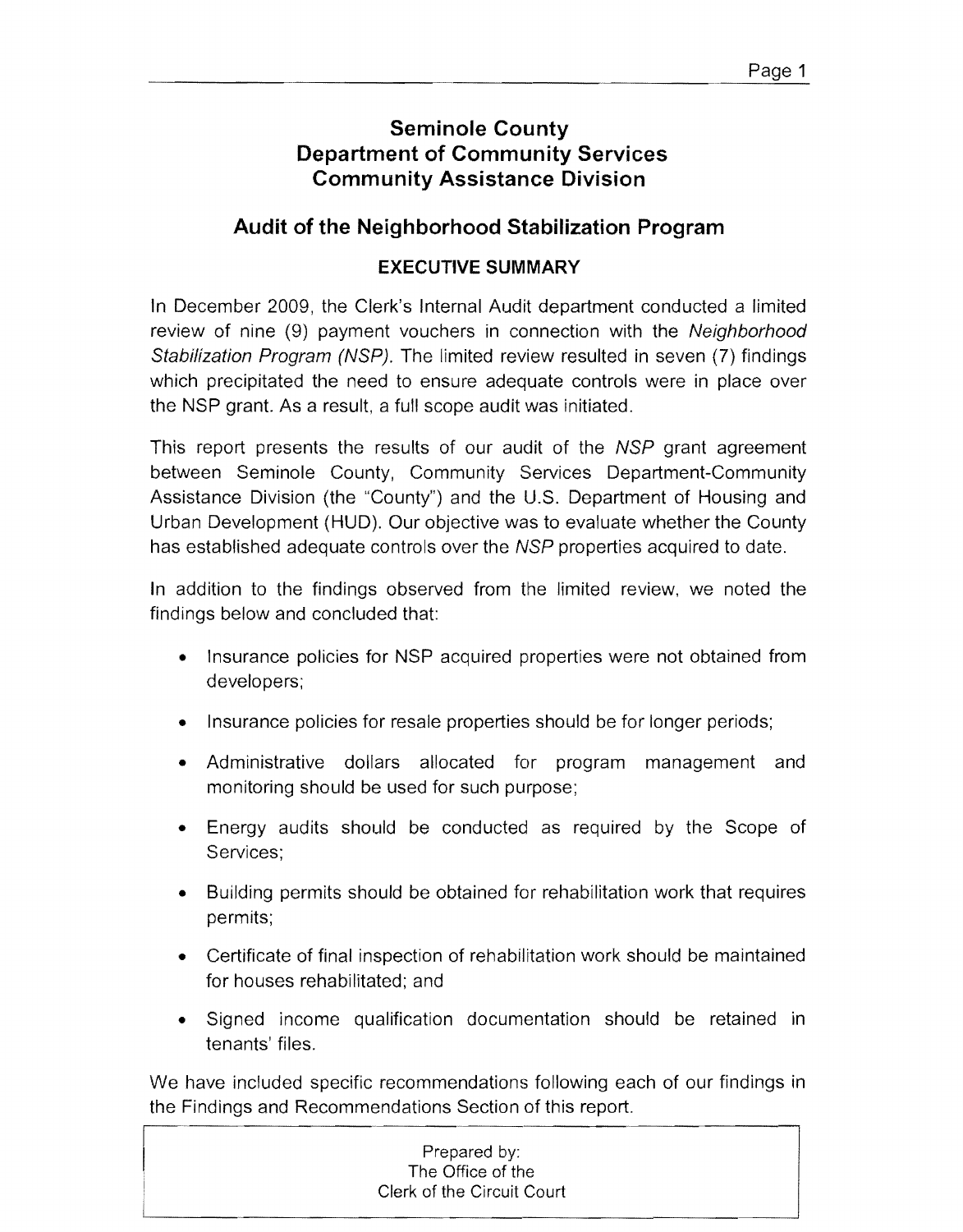# Seminole County
# Department of Community Services
# Community Assistance Division

## Audit of the Neighborhood Stabilization Program

### EXECUTIVE SUMMARY

In December 2009, the Clerk's Internal Audit department conducted a limited review of nine (9) payment vouchers in connection with the *Neighborhood Stabilization Program (NSP)*. The limited review resulted in seven (7) findings which precipitated the need to ensure adequate controls were in place over the NSP grant. As a result, a full scope audit was initiated.

This report presents the results of our audit of the *NSP* grant agreement between Seminole County, Community Services Department-Community Assistance Division (the "County") and the U.S. Department of Housing and Urban Development (HUD). Our objective was to evaluate whether the County has established adequate controls over the *NSP* properties acquired to date.

In addition to the findings observed from the limited review, we noted the findings below and concluded that:

- Insurance policies for NSP acquired properties were not obtained from developers;
- Insurance policies for resale properties should be for longer periods;
- Administrative dollars allocated for program management and monitoring should be used for such purpose;
- Energy audits should be conducted as required by the Scope of Services;
- Building permits should be obtained for rehabilitation work that requires permits;
- Certificate of final inspection of rehabilitation work should be maintained for houses rehabilitated; and
- Signed income qualification documentation should be retained in tenants' files.

We have included specific recommendations following each of our findings in the Findings and Recommendations Section of this report.

Prepared by:
The Office of the
Clerk of the Circuit Court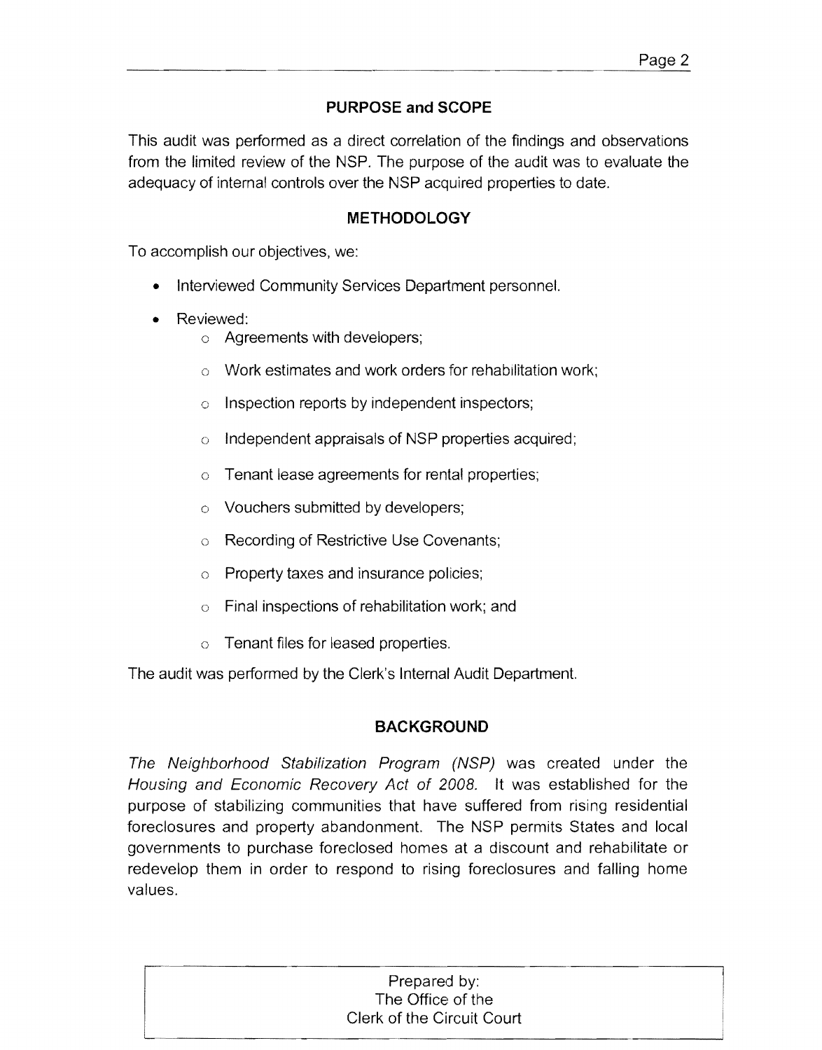## PURPOSE and SCOPE

This audit was performed as a direct correlation of the findings and observations from the limited review of the NSP. The purpose of the audit was to evaluate the adequacy of internal controls over the NSP acquired properties to date.

## METHODOLOGY

To accomplish our objectives, we:

- Interviewed Community Services Department personnel.
- Reviewed:
  - Agreements with developers;
  - Work estimates and work orders for rehabilitation work;
  - Inspection reports by independent inspectors;
  - Independent appraisals of NSP properties acquired;
  - Tenant lease agreements for rental properties;
  - Vouchers submitted by developers;
  - Recording of Restrictive Use Covenants;
  - Property taxes and insurance policies;
  - Final inspections of rehabilitation work; and
  - Tenant files for leased properties.

The audit was performed by the Clerk's Internal Audit Department.

## BACKGROUND

*The Neighborhood Stabilization Program (NSP)* was created under the *Housing and Economic Recovery Act of 2008.* It was established for the purpose of stabilizing communities that have suffered from rising residential foreclosures and property abandonment. The NSP permits States and local governments to purchase foreclosed homes at a discount and rehabilitate or redevelop them in order to respond to rising foreclosures and falling home values.

Prepared by:
The Office of the
Clerk of the Circuit Court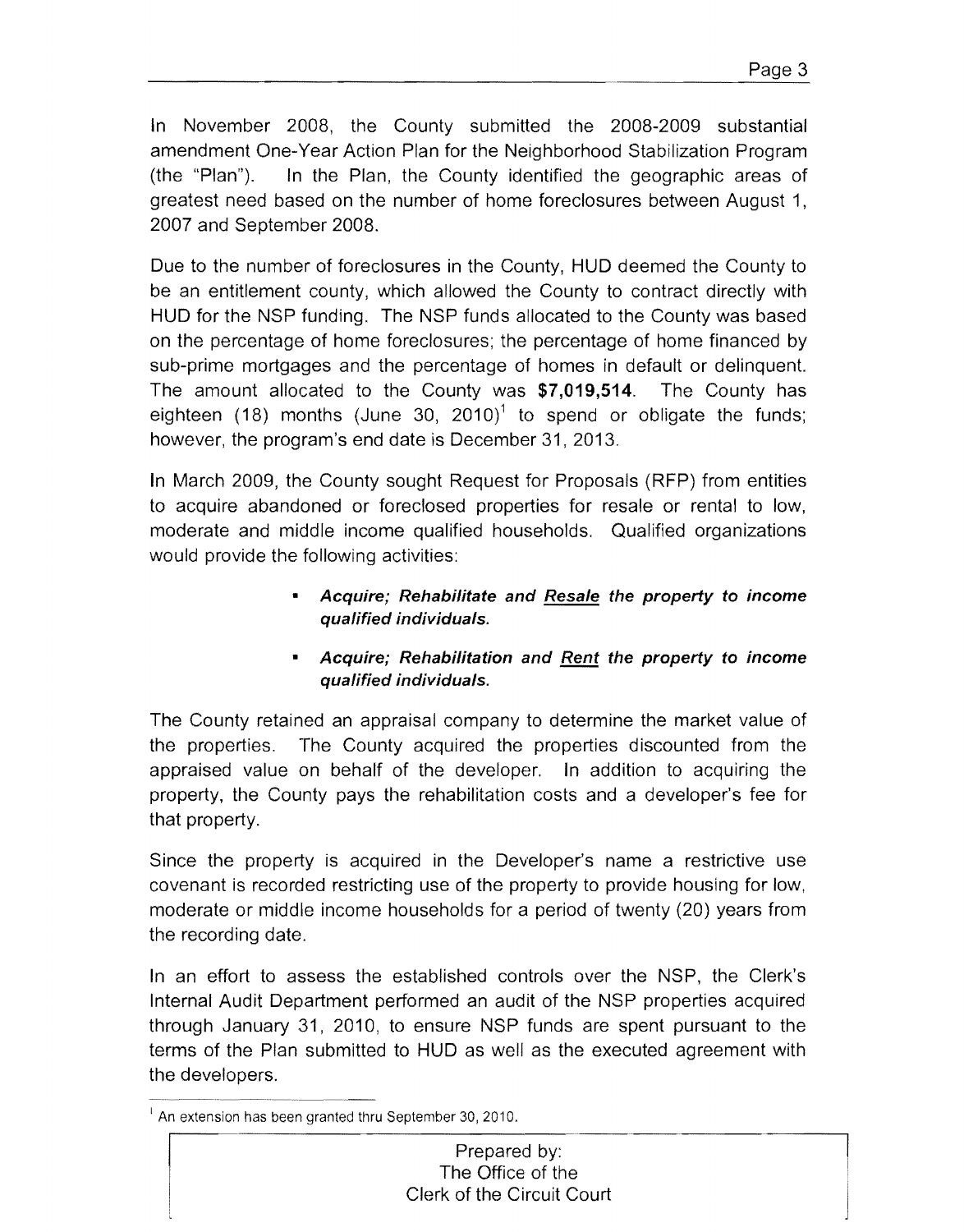In November 2008, the County submitted the 2008-2009 substantial amendment One-Year Action Plan for the Neighborhood Stabilization Program (the "Plan"). In the Plan, the County identified the geographic areas of greatest need based on the number of home foreclosures between August 1, 2007 and September 2008.

Due to the number of foreclosures in the County, HUD deemed the County to be an entitlement county, which allowed the County to contract directly with HUD for the NSP funding. The NSP funds allocated to the County was based on the percentage of home foreclosures; the percentage of home financed by sub-prime mortgages and the percentage of homes in default or delinquent. The amount allocated to the County was **$7,019,514**. The County has eighteen (18) months (June 30, 2010)[1] to spend or obligate the funds; however, the program's end date is December 31, 2013.

In March 2009, the County sought Request for Proposals (RFP) from entities to acquire abandoned or foreclosed properties for resale or rental to low, moderate and middle income qualified households. Qualified organizations would provide the following activities:

- ***Acquire; Rehabilitate and <u>Resale</u> the property to income qualified individuals.***
- ***Acquire; Rehabilitation and <u>Rent</u> the property to income qualified individuals.***

The County retained an appraisal company to determine the market value of the properties. The County acquired the properties discounted from the appraised value on behalf of the developer. In addition to acquiring the property, the County pays the rehabilitation costs and a developer's fee for that property.

Since the property is acquired in the Developer's name a restrictive use covenant is recorded restricting use of the property to provide housing for low, moderate or middle income households for a period of twenty (20) years from the recording date.

In an effort to assess the established controls over the NSP, the Clerk's Internal Audit Department performed an audit of the NSP properties acquired through January 31, 2010, to ensure NSP funds are spent pursuant to the terms of the Plan submitted to HUD as well as the executed agreement with the developers.

[1] An extension has been granted thru September 30, 2010.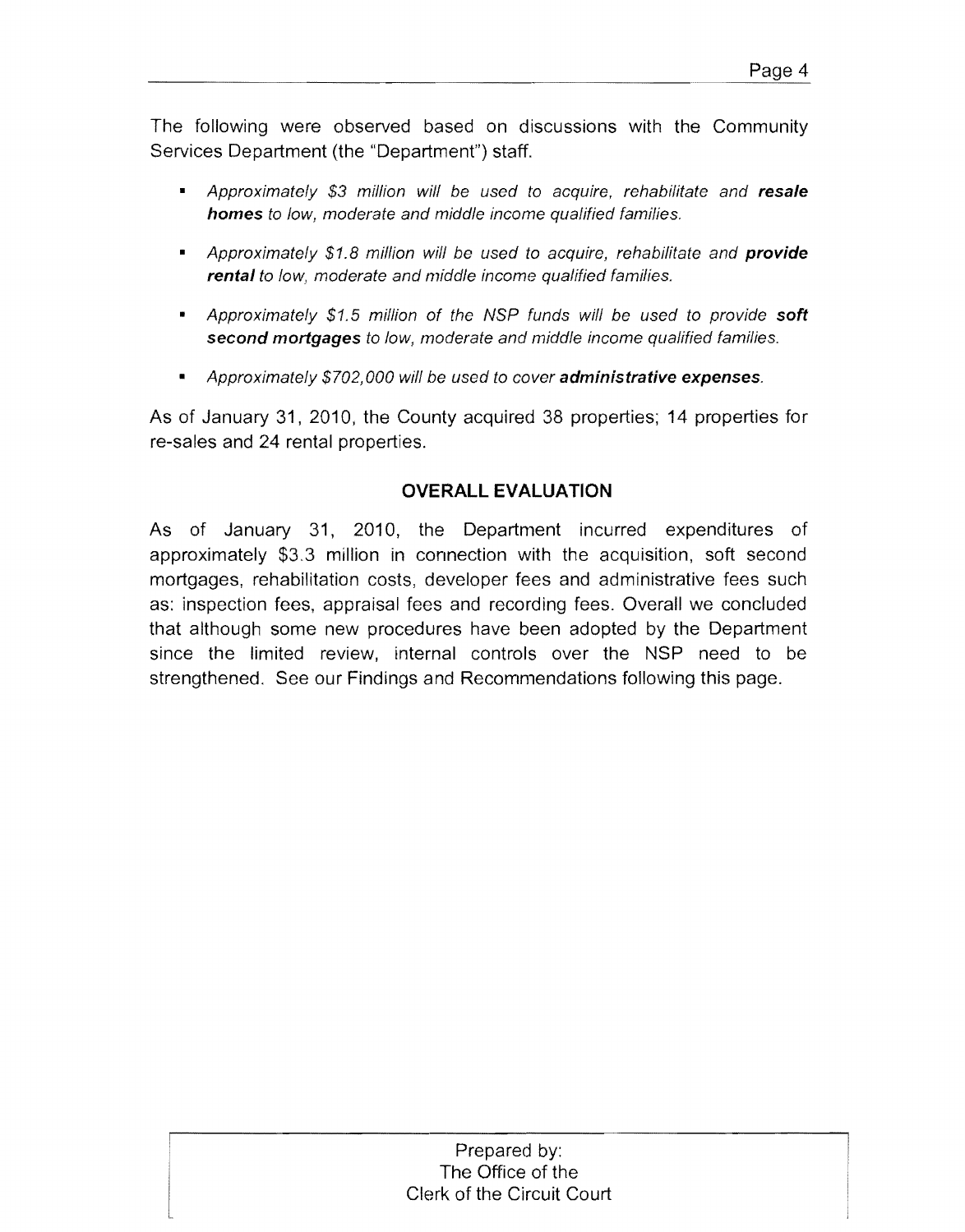The following were observed based on discussions with the Community Services Department (the "Department") staff.

- *Approximately $3 million will be used to acquire, rehabilitate and **resale homes** to low, moderate and middle income qualified families.*
- *Approximately $1.8 million will be used to acquire, rehabilitate and **provide rental** to low, moderate and middle income qualified families.*
- *Approximately $1.5 million of the NSP funds will be used to provide **soft second mortgages** to low, moderate and middle income qualified families.*
- *Approximately $702,000 will be used to cover **administrative expenses**.*

As of January 31, 2010, the County acquired 38 properties; 14 properties for re-sales and 24 rental properties.

## OVERALL EVALUATION

As of January 31, 2010, the Department incurred expenditures of approximately $3.3 million in connection with the acquisition, soft second mortgages, rehabilitation costs, developer fees and administrative fees such as: inspection fees, appraisal fees and recording fees. Overall we concluded that although some new procedures have been adopted by the Department since the limited review, internal controls over the NSP need to be strengthened. See our Findings and Recommendations following this page.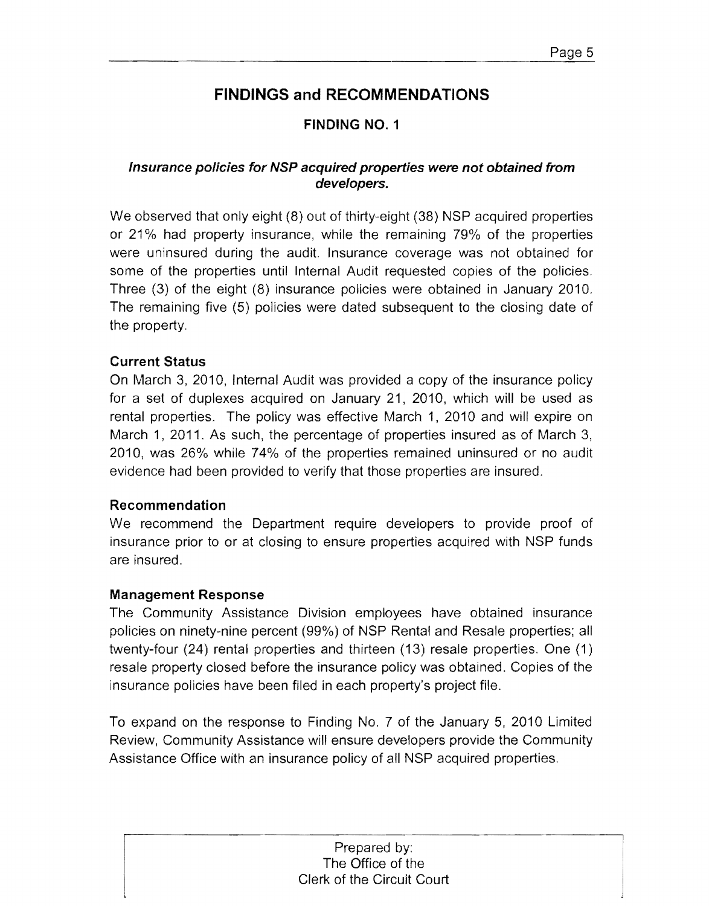# FINDINGS and RECOMMENDATIONS

## FINDING NO. 1

***Insurance policies for NSP acquired properties were not obtained from developers.***

We observed that only eight (8) out of thirty-eight (38) NSP acquired properties or 21% had property insurance, while the remaining 79% of the properties were uninsured during the audit. Insurance coverage was not obtained for some of the properties until Internal Audit requested copies of the policies. Three (3) of the eight (8) insurance policies were obtained in January 2010. The remaining five (5) policies were dated subsequent to the closing date of the property.

### Current Status

On March 3, 2010, Internal Audit was provided a copy of the insurance policy for a set of duplexes acquired on January 21, 2010, which will be used as rental properties. The policy was effective March 1, 2010 and will expire on March 1, 2011. As such, the percentage of properties insured as of March 3, 2010, was 26% while 74% of the properties remained uninsured or no audit evidence had been provided to verify that those properties are insured.

### Recommendation

We recommend the Department require developers to provide proof of insurance prior to or at closing to ensure properties acquired with NSP funds are insured.

### Management Response

The Community Assistance Division employees have obtained insurance policies on ninety-nine percent (99%) of NSP Rental and Resale properties; all twenty-four (24) rental properties and thirteen (13) resale properties. One (1) resale property closed before the insurance policy was obtained. Copies of the insurance policies have been filed in each property's project file.

To expand on the response to Finding No. 7 of the January 5, 2010 Limited Review, Community Assistance will ensure developers provide the Community Assistance Office with an insurance policy of all NSP acquired properties.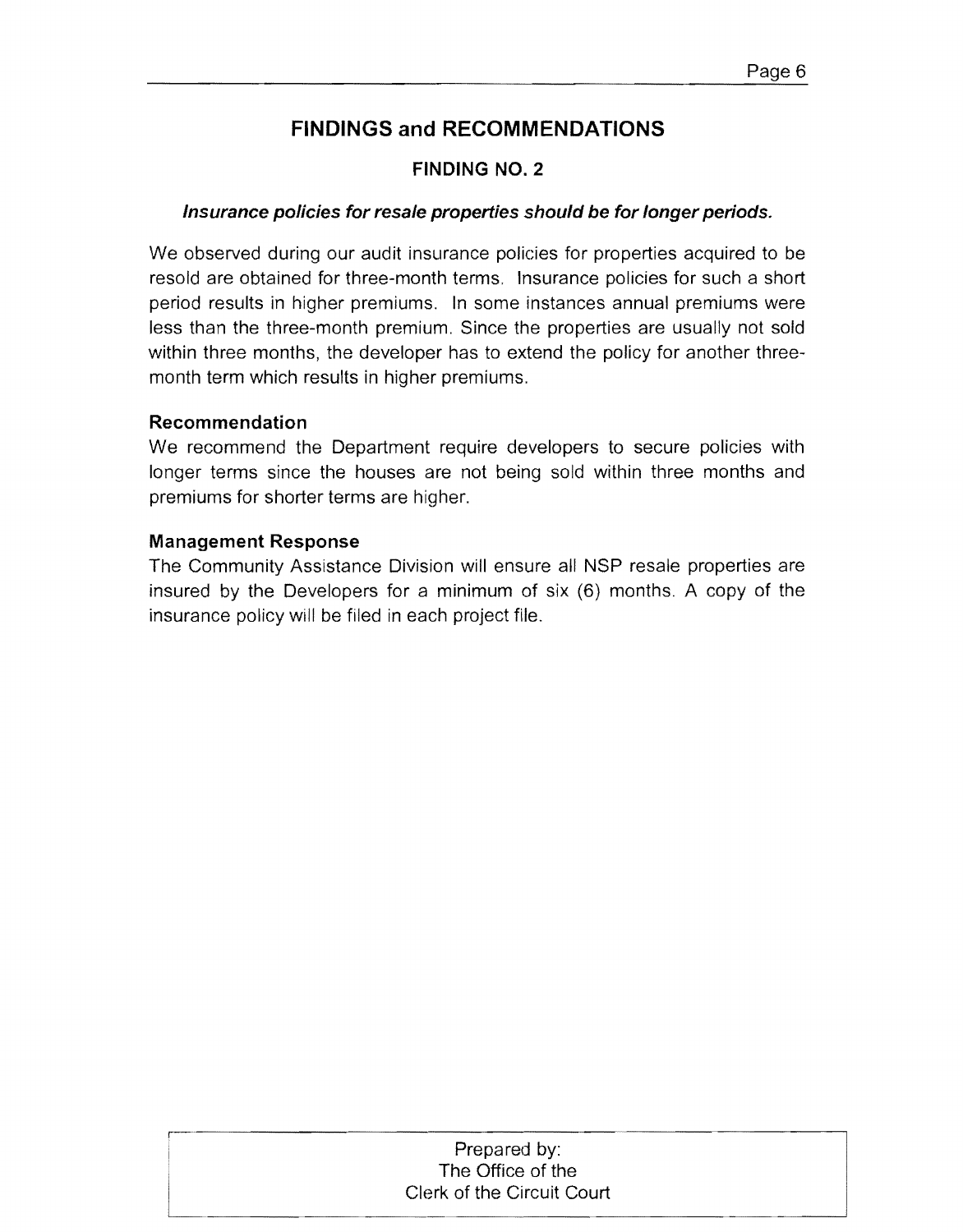## FINDINGS and RECOMMENDATIONS

### FINDING NO. 2

***Insurance policies for resale properties should be for longer periods.***

We observed during our audit insurance policies for properties acquired to be resold are obtained for three-month terms. Insurance policies for such a short period results in higher premiums. In some instances annual premiums were less than the three-month premium. Since the properties are usually not sold within three months, the developer has to extend the policy for another three-month term which results in higher premiums.

**Recommendation**

We recommend the Department require developers to secure policies with longer terms since the houses are not being sold within three months and premiums for shorter terms are higher.

**Management Response**

The Community Assistance Division will ensure all NSP resale properties are insured by the Developers for a minimum of six (6) months. A copy of the insurance policy will be filed in each project file.

Prepared by:
The Office of the
Clerk of the Circuit Court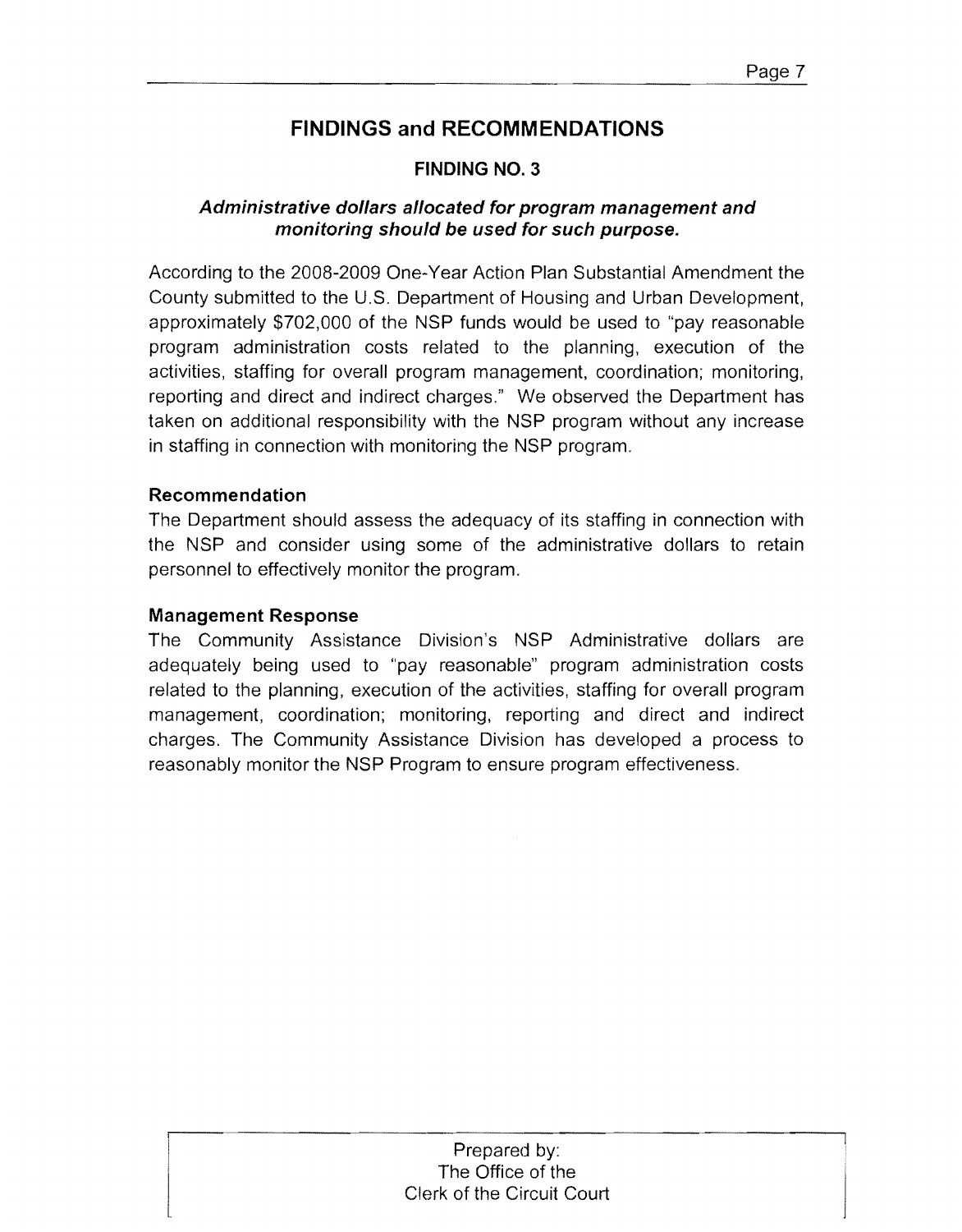# FINDINGS and RECOMMENDATIONS

## FINDING NO. 3

### *Administrative dollars allocated for program management and monitoring should be used for such purpose.*

According to the 2008-2009 One-Year Action Plan Substantial Amendment the County submitted to the U.S. Department of Housing and Urban Development, approximately $702,000 of the NSP funds would be used to "pay reasonable program administration costs related to the planning, execution of the activities, staffing for overall program management, coordination; monitoring, reporting and direct and indirect charges." We observed the Department has taken on additional responsibility with the NSP program without any increase in staffing in connection with monitoring the NSP program.

**Recommendation**

The Department should assess the adequacy of its staffing in connection with the NSP and consider using some of the administrative dollars to retain personnel to effectively monitor the program.

**Management Response**

The Community Assistance Division's NSP Administrative dollars are adequately being used to "pay reasonable" program administration costs related to the planning, execution of the activities, staffing for overall program management, coordination; monitoring, reporting and direct and indirect charges. The Community Assistance Division has developed a process to reasonably monitor the NSP Program to ensure program effectiveness.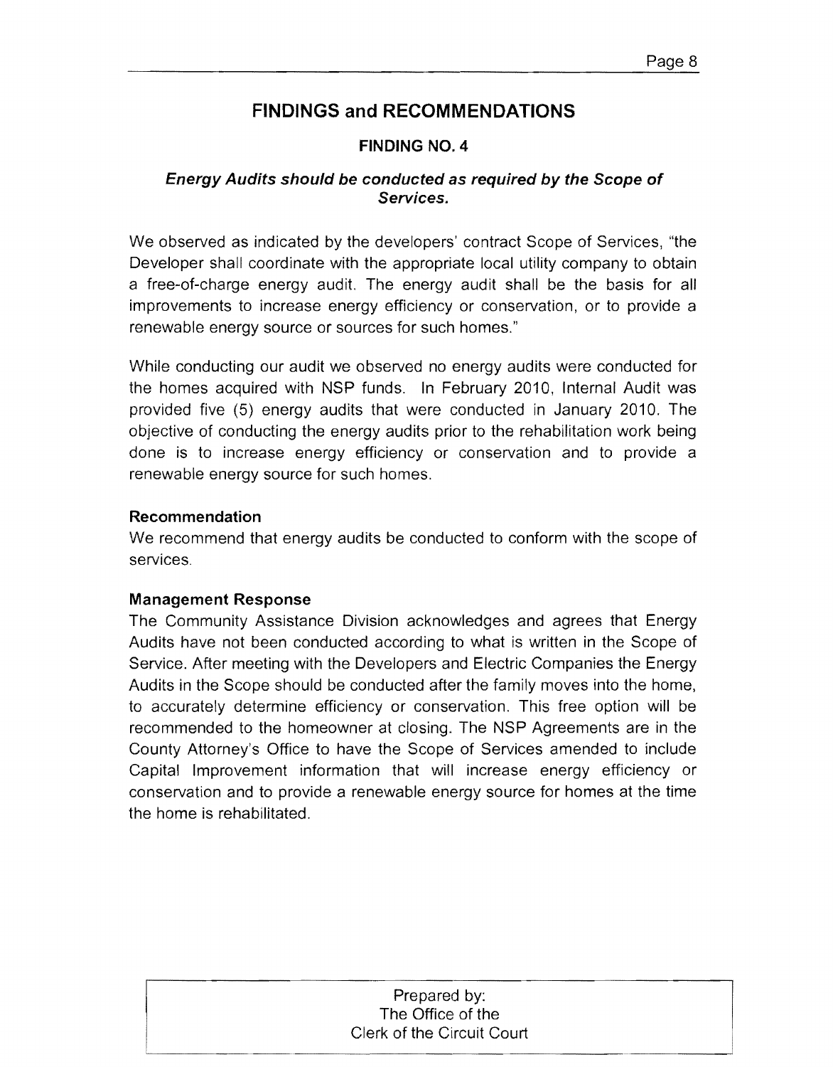# FINDINGS and RECOMMENDATIONS

## FINDING NO. 4

### *Energy Audits should be conducted as required by the Scope of Services.*

We observed as indicated by the developers' contract Scope of Services, "the Developer shall coordinate with the appropriate local utility company to obtain a free-of-charge energy audit. The energy audit shall be the basis for all improvements to increase energy efficiency or conservation, or to provide a renewable energy source or sources for such homes."

While conducting our audit we observed no energy audits were conducted for the homes acquired with NSP funds. In February 2010, Internal Audit was provided five (5) energy audits that were conducted in January 2010. The objective of conducting the energy audits prior to the rehabilitation work being done is to increase energy efficiency or conservation and to provide a renewable energy source for such homes.

**Recommendation**

We recommend that energy audits be conducted to conform with the scope of services.

**Management Response**

The Community Assistance Division acknowledges and agrees that Energy Audits have not been conducted according to what is written in the Scope of Service. After meeting with the Developers and Electric Companies the Energy Audits in the Scope should be conducted after the family moves into the home, to accurately determine efficiency or conservation. This free option will be recommended to the homeowner at closing. The NSP Agreements are in the County Attorney's Office to have the Scope of Services amended to include Capital Improvement information that will increase energy efficiency or conservation and to provide a renewable energy source for homes at the time the home is rehabilitated.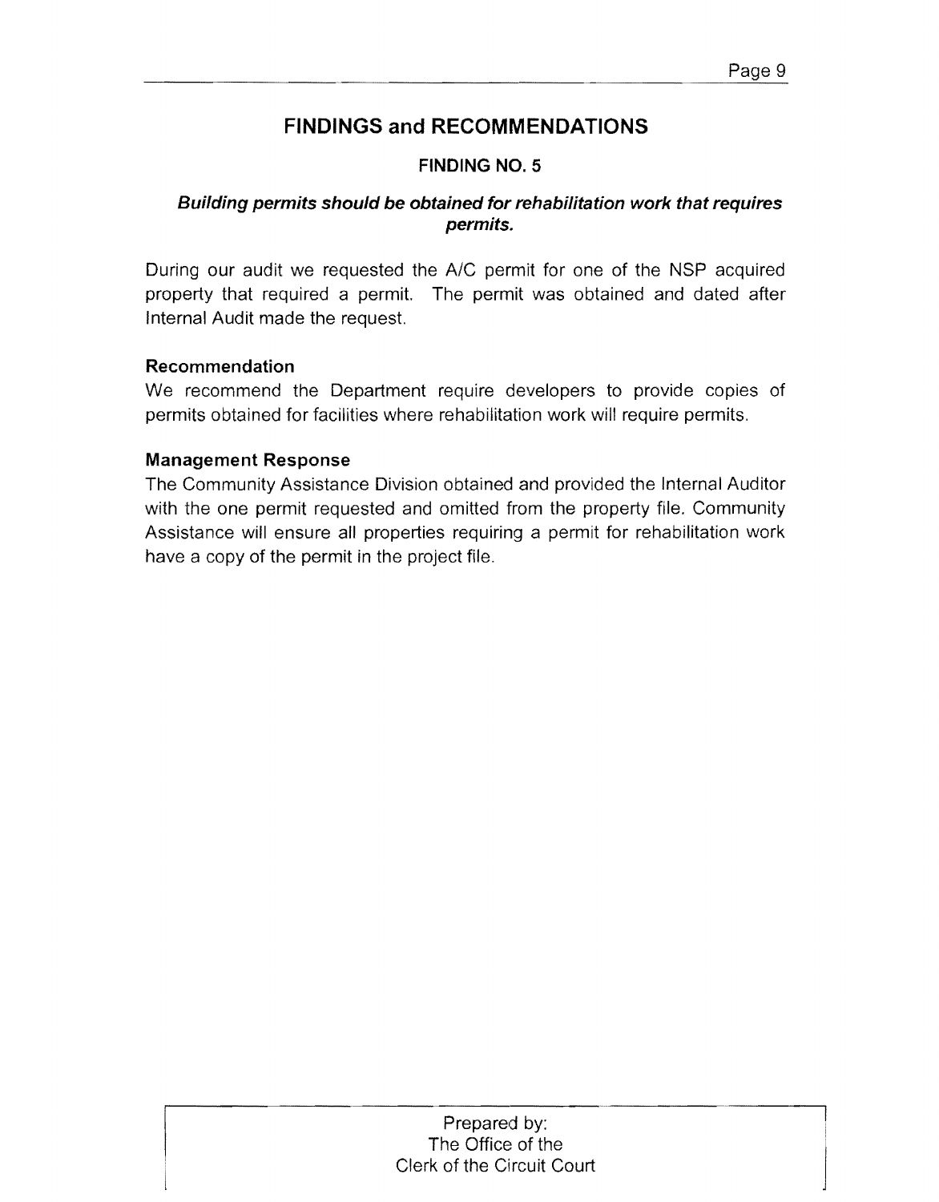## FINDINGS and RECOMMENDATIONS

### FINDING NO. 5

***Building permits should be obtained for rehabilitation work that requires permits.***

During our audit we requested the A/C permit for one of the NSP acquired property that required a permit. The permit was obtained and dated after Internal Audit made the request.

**Recommendation**

We recommend the Department require developers to provide copies of permits obtained for facilities where rehabilitation work will require permits.

**Management Response**

The Community Assistance Division obtained and provided the Internal Auditor with the one permit requested and omitted from the property file. Community Assistance will ensure all properties requiring a permit for rehabilitation work have a copy of the permit in the project file.

Prepared by:
The Office of the
Clerk of the Circuit Court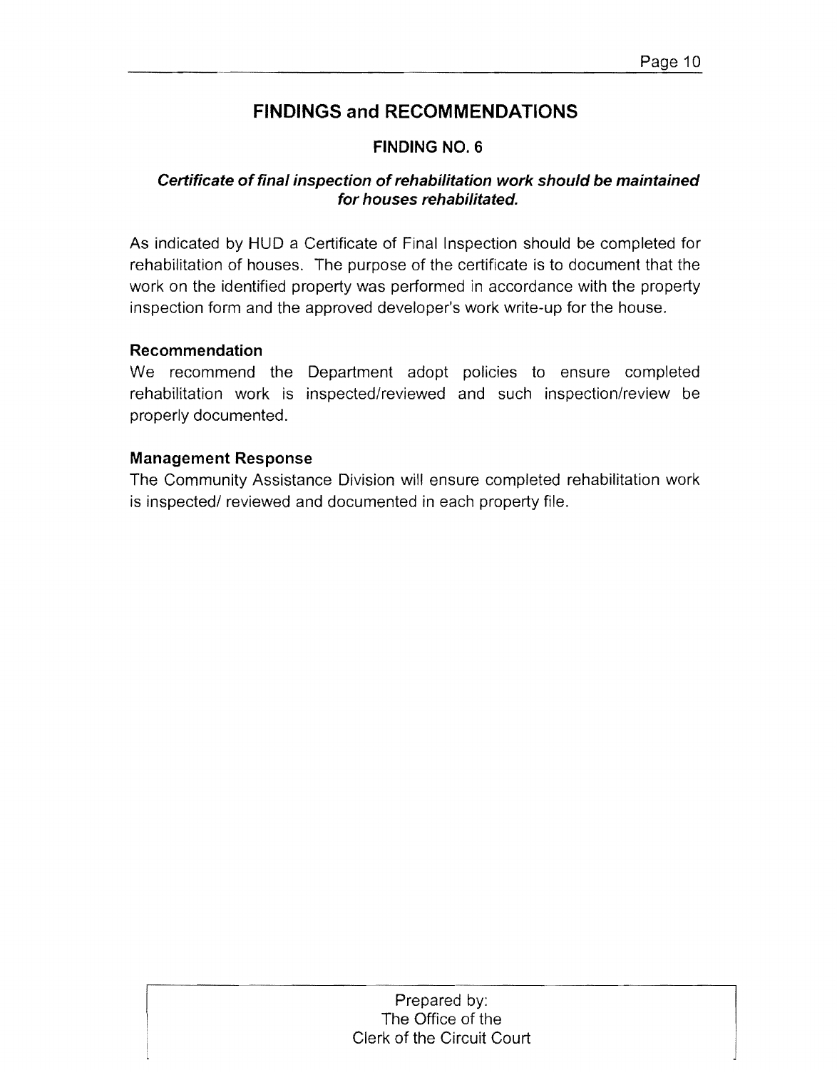## FINDINGS and RECOMMENDATIONS

### FINDING NO. 6

***Certificate of final inspection of rehabilitation work should be maintained for houses rehabilitated.***

As indicated by HUD a Certificate of Final Inspection should be completed for rehabilitation of houses. The purpose of the certificate is to document that the work on the identified property was performed in accordance with the property inspection form and the approved developer's work write-up for the house.

**Recommendation**

We recommend the Department adopt policies to ensure completed rehabilitation work is inspected/reviewed and such inspection/review be properly documented.

**Management Response**

The Community Assistance Division will ensure completed rehabilitation work is inspected/ reviewed and documented in each property file.

Prepared by:
The Office of the
Clerk of the Circuit Court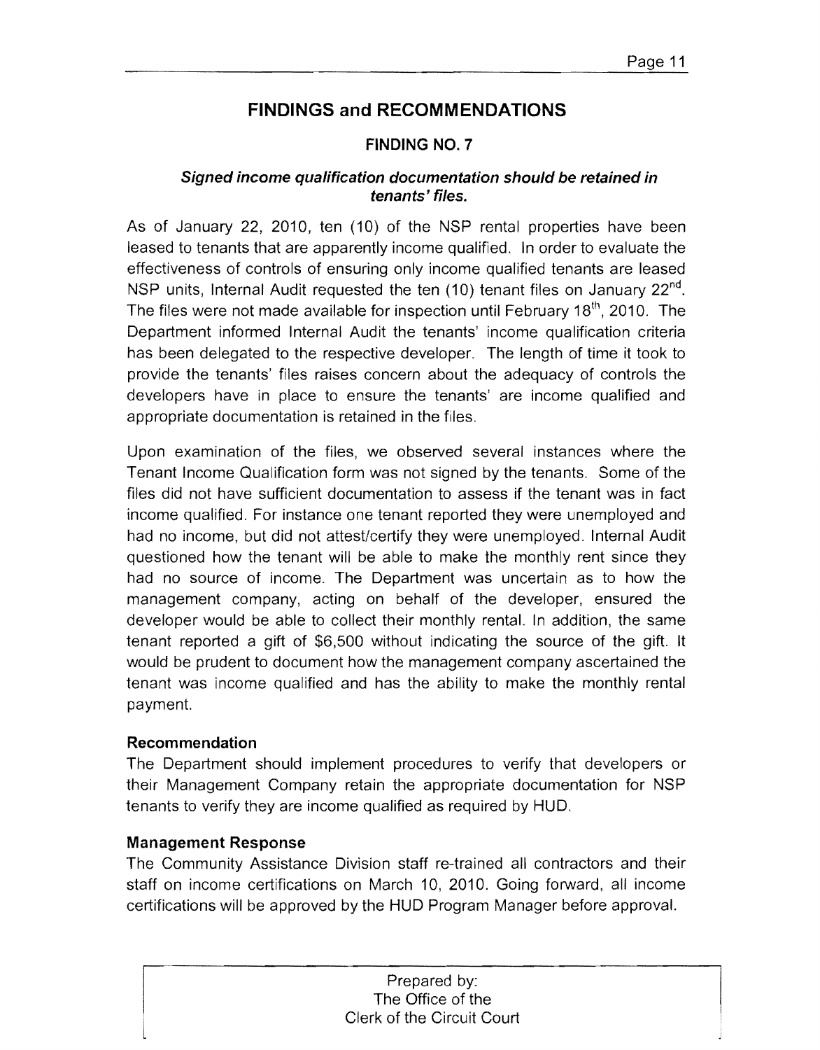# FINDINGS and RECOMMENDATIONS

## FINDING NO. 7

### *Signed income qualification documentation should be retained in tenants' files.*

As of January 22, 2010, ten (10) of the NSP rental properties have been leased to tenants that are apparently income qualified. In order to evaluate the effectiveness of controls of ensuring only income qualified tenants are leased NSP units, Internal Audit requested the ten (10) tenant files on January 22nd. The files were not made available for inspection until February 18th, 2010. The Department informed Internal Audit the tenants' income qualification criteria has been delegated to the respective developer. The length of time it took to provide the tenants' files raises concern about the adequacy of controls the developers have in place to ensure the tenants' are income qualified and appropriate documentation is retained in the files.

Upon examination of the files, we observed several instances where the Tenant Income Qualification form was not signed by the tenants. Some of the files did not have sufficient documentation to assess if the tenant was in fact income qualified. For instance one tenant reported they were unemployed and had no income, but did not attest/certify they were unemployed. Internal Audit questioned how the tenant will be able to make the monthly rent since they had no source of income. The Department was uncertain as to how the management company, acting on behalf of the developer, ensured the developer would be able to collect their monthly rental. In addition, the same tenant reported a gift of $6,500 without indicating the source of the gift. It would be prudent to document how the management company ascertained the tenant was income qualified and has the ability to make the monthly rental payment.

**Recommendation**

The Department should implement procedures to verify that developers or their Management Company retain the appropriate documentation for NSP tenants to verify they are income qualified as required by HUD.

**Management Response**

The Community Assistance Division staff re-trained all contractors and their staff on income certifications on March 10, 2010. Going forward, all income certifications will be approved by the HUD Program Manager before approval.